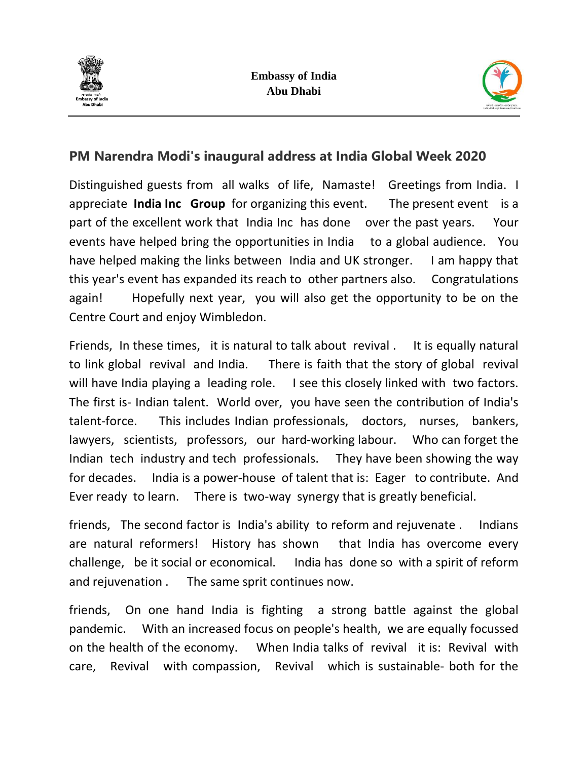**Embassy of India**
**Abu Dhabi**

## PM Narendra Modi's inaugural address at India Global Week 2020

Distinguished guests from all walks of life, Namaste! Greetings from India. I appreciate **India Inc Group** for organizing this event. The present event is a part of the excellent work that India Inc has done over the past years. Your events have helped bring the opportunities in India to a global audience. You have helped making the links between India and UK stronger. I am happy that this year's event has expanded its reach to other partners also. Congratulations again! Hopefully next year, you will also get the opportunity to be on the Centre Court and enjoy Wimbledon.

Friends, In these times, it is natural to talk about revival . It is equally natural to link global revival and India. There is faith that the story of global revival will have India playing a leading role. I see this closely linked with two factors. The first is- Indian talent. World over, you have seen the contribution of India's talent-force. This includes Indian professionals, doctors, nurses, bankers, lawyers, scientists, professors, our hard-working labour. Who can forget the Indian tech industry and tech professionals. They have been showing the way for decades. India is a power-house of talent that is: Eager to contribute. And Ever ready to learn. There is two-way synergy that is greatly beneficial.

friends, The second factor is India's ability to reform and rejuvenate . Indians are natural reformers! History has shown that India has overcome every challenge, be it social or economical. India has done so with a spirit of reform and rejuvenation . The same sprit continues now.

friends, On one hand India is fighting a strong battle against the global pandemic. With an increased focus on people's health, we are equally focussed on the health of the economy. When India talks of revival it is: Revival with care, Revival with compassion, Revival which is sustainable- both for the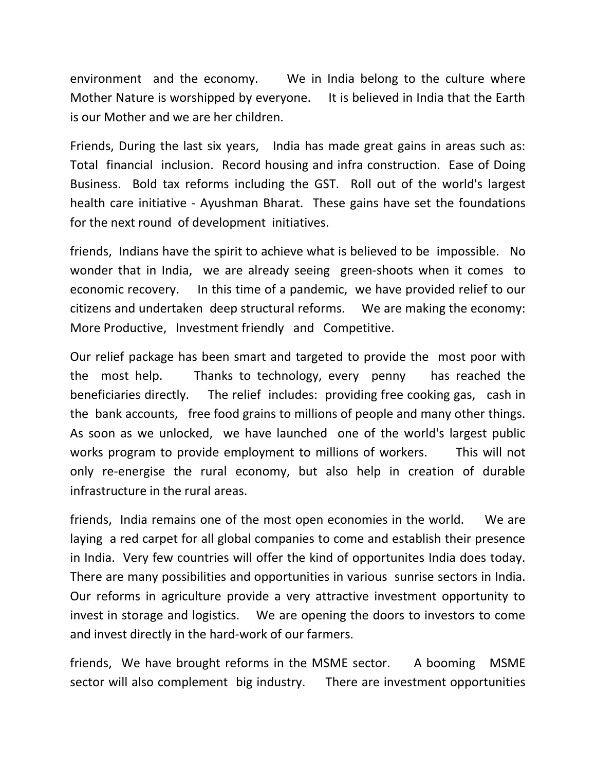environment and the economy. We in India belong to the culture where Mother Nature is worshipped by everyone. It is believed in India that the Earth is our Mother and we are her children.

Friends, During the last six years, India has made great gains in areas such as: Total financial inclusion. Record housing and infra construction. Ease of Doing Business. Bold tax reforms including the GST. Roll out of the world's largest health care initiative - Ayushman Bharat. These gains have set the foundations for the next round of development initiatives.

friends, Indians have the spirit to achieve what is believed to be impossible. No wonder that in India, we are already seeing green-shoots when it comes to economic recovery. In this time of a pandemic, we have provided relief to our citizens and undertaken deep structural reforms. We are making the economy: More Productive, Investment friendly and Competitive.

Our relief package has been smart and targeted to provide the most poor with the most help. Thanks to technology, every penny has reached the beneficiaries directly. The relief includes: providing free cooking gas, cash in the bank accounts, free food grains to millions of people and many other things. As soon as we unlocked, we have launched one of the world's largest public works program to provide employment to millions of workers. This will not only re-energise the rural economy, but also help in creation of durable infrastructure in the rural areas.

friends, India remains one of the most open economies in the world. We are laying a red carpet for all global companies to come and establish their presence in India. Very few countries will offer the kind of opportunites India does today. There are many possibilities and opportunities in various sunrise sectors in India. Our reforms in agriculture provide a very attractive investment opportunity to invest in storage and logistics. We are opening the doors to investors to come and invest directly in the hard-work of our farmers.

friends, We have brought reforms in the MSME sector. A booming MSME sector will also complement big industry. There are investment opportunities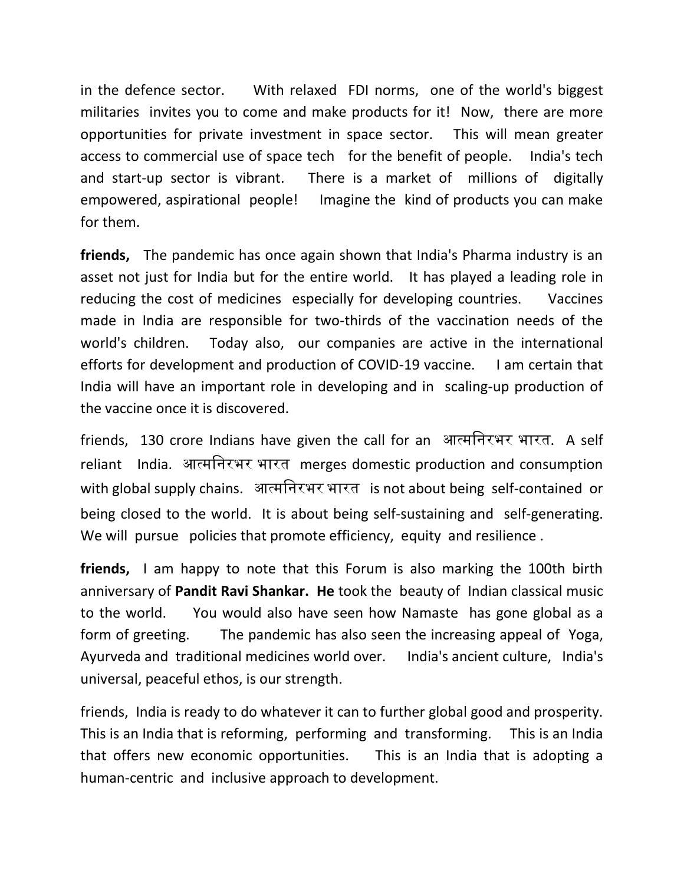in the defence sector. With relaxed FDI norms, one of the world's biggest militaries invites you to come and make products for it! Now, there are more opportunities for private investment in space sector. This will mean greater access to commercial use of space tech for the benefit of people. India's tech and start-up sector is vibrant. There is a market of millions of digitally empowered, aspirational people! Imagine the kind of products you can make for them.

**friends,** The pandemic has once again shown that India's Pharma industry is an asset not just for India but for the entire world. It has played a leading role in reducing the cost of medicines especially for developing countries. Vaccines made in India are responsible for two-thirds of the vaccination needs of the world's children. Today also, our companies are active in the international efforts for development and production of COVID-19 vaccine. I am certain that India will have an important role in developing and in scaling-up production of the vaccine once it is discovered.

friends, 130 crore Indians have given the call for an आत्मनिरभर भारत. A self reliant India. आत्मनिरभर भारत merges domestic production and consumption with global supply chains. आत्मनिरभर भारत is not about being self-contained or being closed to the world. It is about being self-sustaining and self-generating. We will pursue policies that promote efficiency, equity and resilience .

**friends,** I am happy to note that this Forum is also marking the 100th birth anniversary of **Pandit Ravi Shankar. He** took the beauty of Indian classical music to the world. You would also have seen how Namaste has gone global as a form of greeting. The pandemic has also seen the increasing appeal of Yoga, Ayurveda and traditional medicines world over. India's ancient culture, India's universal, peaceful ethos, is our strength.

friends, India is ready to do whatever it can to further global good and prosperity. This is an India that is reforming, performing and transforming. This is an India that offers new economic opportunities. This is an India that is adopting a human-centric and inclusive approach to development.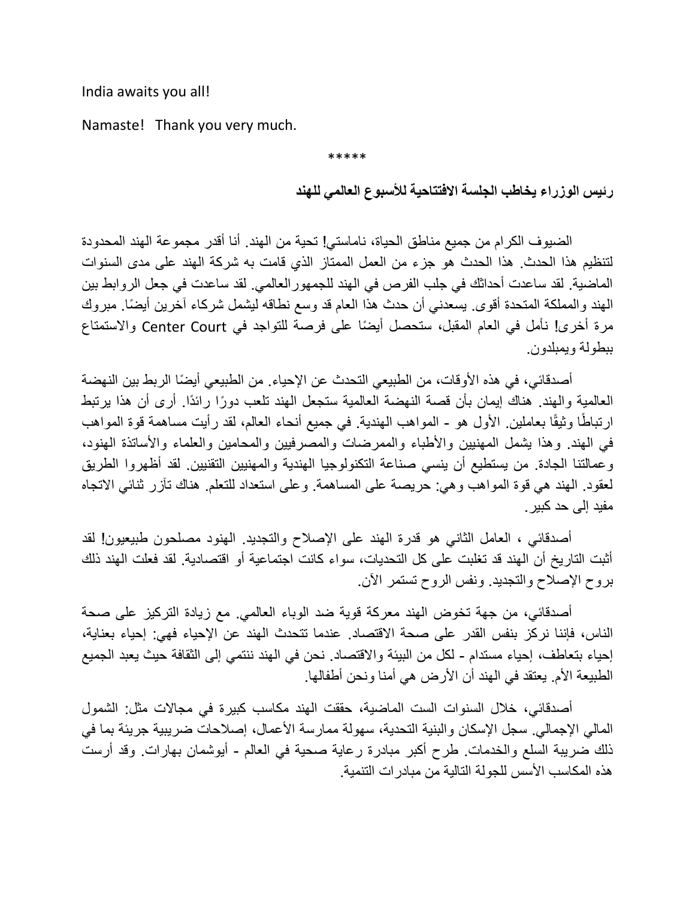India awaits you all!

Namaste! Thank you very much.

*****

## رئيس الوزراء يخاطب الجلسة الافتتاحية للأسبوع العالمي للهند

الضيوف الكرام من جميع مناطق الحياة، ناماستي! تحية من الهند. أنا أقدر مجموعة الهند المحدودة لتنظيم هذا الحدث. هذا الحدث هو جزء من العمل الممتاز الذي قامت به شركة الهند على مدى السنوات الماضية. لقد ساعدت أحداثك في جلب الفرص في الهند للجمهورالعالمي. لقد ساعدت في جعل الروابط بين الهند والمملكة المتحدة أقوى. يسعدني أن حدث هذا العام قد وسع نطاقه ليشمل شركاء آخرين أيضًا. مبروك مرة أخرى! نأمل في العام المقبل، ستحصل أيضًا على فرصة للتواجد في Center Court والاستمتاع ببطولة ويمبلدون.

أصدقائي، في هذه الأوقات، من الطبيعي التحدث عن الإحياء. من الطبيعي أيضًا الربط بين النهضة العالمية والهند. هناك إيمان بأن قصة النهضة العالمية ستجعل الهند تلعب دورًا رائدًا. أرى أن هذا يرتبط ارتباطًا وثيقًا بعاملين. الأول هو - المواهب الهندية. في جميع أنحاء العالم، لقد رأيت مساهمة قوة المواهب في الهند. وهذا يشمل المهنيين والأطباء والممرضات والمصرفيين والمحامين والعلماء والأساتذة الهنود، وعمالتنا الجادة. من يستطيع أن ينسي صناعة التكنولوجيا الهندية والمهنيين التقنيين. لقد أظهروا الطريق لعقود. الهند هي قوة المواهب وهي: حريصة على المساهمة. وعلى استعداد للتعلم. هناك تآزر ثنائي الاتجاه مفيد إلى حد كبير.

أصدقائي ، العامل الثاني هو قدرة الهند على الإصلاح والتجديد. الهنود مصلحون طبيعيون! لقد أثبت التاريخ أن الهند قد تغلبت على كل التحديات، سواء كانت اجتماعية أو اقتصادية. لقد فعلت الهند ذلك بروح الإصلاح والتجديد. ونفس الروح تستمر الآن.

أصدقائي، من جهة تخوض الهند معركة قوية ضد الوباء العالمي. مع زيادة التركيز على صحة الناس، فإننا نركز بنفس القدر على صحة الاقتصاد. عندما تتحدث الهند عن الإحياء فهي: إحياء بعناية، إحياء بتعاطف، إحياء مستدام - لكل من البيئة والاقتصاد. نحن في الهند ننتمي إلى الثقافة حيث يعبد الجميع الطبيعة الأم. يعتقد في الهند أن الأرض هي أمنا ونحن أطفالها.

أصدقائي، خلال السنوات الست الماضية، حققت الهند مكاسب كبيرة في مجالات مثل: الشمول المالي الإجمالي. سجل الإسكان والبنية التحدية، سهولة ممارسة الأعمال، إصلاحات ضريبية جريئة بما في ذلك ضريبة السلع والخدمات. طرح أكبر مبادرة رعاية صحية في العالم - أيوشمان بهارات. وقد أرست هذه المكاسب الأسس للجولة التالية من مبادرات التنمية.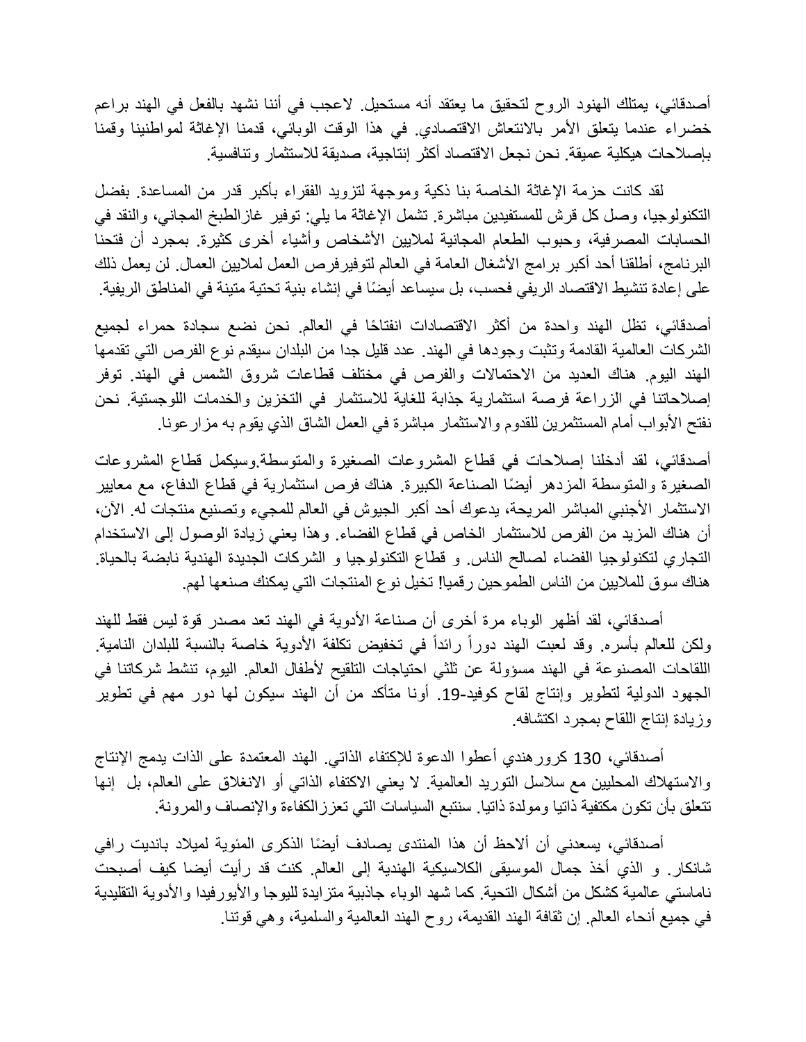أصدقائي، يمتلك الهنود الروح لتحقيق ما يعتقد أنه مستحيل. لاعجب في أننا نشهد بالفعل في الهند براعم خضراء عندما يتعلق الأمر بالانتعاش الاقتصادي. في هذا الوقت الوبائي، قدمنا الإغاثة لمواطنينا وقمنا بإصلاحات هيكلية عميقة. نحن نجعل الاقتصاد أكثر إنتاجية، صديقة للاستثمار وتنافسية.

لقد كانت حزمة الإغاثة الخاصة بنا ذكية وموجهة لتزويد الفقراء بأكبر قدر من المساعدة. بفضل التكنولوجيا، وصل كل قرش للمستفيدين مباشرة. تشمل الإغاثة ما يلي: توفير غازالطبخ المجاني، والنقد في الحسابات المصرفية، وحبوب الطعام المجانية لملايين الأشخاص وأشياء أخرى كثيرة. بمجرد أن فتحنا البرنامج، أطلقنا أحد أكبر برامج الأشغال العامة في العالم لتوفيرفرص العمل لملايين العمال. لن يعمل ذلك على إعادة تنشيط الاقتصاد الريفي فحسب، بل سيساعد أيضًا في إنشاء بنية تحتية متينة في المناطق الريفية.

أصدقائي، تظل الهند واحدة من أكثر الاقتصادات انفتاحًا في العالم. نحن نضع سجادة حمراء لجميع الشركات العالمية القادمة وتثبت وجودها في الهند. عدد قليل جدا من البلدان سيقدم نوع الفرص التي تقدمها الهند اليوم. هناك العديد من الاحتمالات والفرص في مختلف قطاعات شروق الشمس في الهند. توفر إصلاحاتنا في الزراعة فرصة استثمارية جذابة للغاية للاستثمار في التخزين والخدمات اللوجستية. نحن نفتح الأبواب أمام المستثمرين للقدوم والاستثمار مباشرة في العمل الشاق الذي يقوم به مزارعونا.

أصدقائي، لقد أدخلنا إصلاحات في قطاع المشروعات الصغيرة والمتوسطة.وسيكمل قطاع المشروعات الصغيرة والمتوسطة المزدهر أيضًا الصناعة الكبيرة. هناك فرص استثمارية في قطاع الدفاع، مع معايير الاستثمار الأجنبي المباشر المريحة، يدعوك أحد أكبر الجيوش في العالم للمجيء وتصنيع منتجات له. الآن، أن هناك المزيد من الفرص للاستثمار الخاص في قطاع الفضاء. وهذا يعني زيادة الوصول إلى الاستخدام التجاري لتكنولوجيا الفضاء لصالح الناس. و قطاع التكنولوجيا و الشركات الجديدة الهندية نابضة بالحياة. هناك سوق للملايين من الناس الطموحين رقميا! تخيل نوع المنتجات التي يمكنك صنعها لهم.

أصدقائي، لقد أظهر الوباء مرة أخرى أن صناعة الأدوية في الهند تعد مصدر قوة ليس فقط للهند ولكن للعالم بأسره. وقد لعبت الهند دوراً رائداً في تخفيض تكلفة الأدوية خاصة بالنسبة للبلدان النامية. اللقاحات المصنوعة في الهند مسؤولة عن ثلثي احتياجات التلقيح لأطفال العالم. اليوم، تنشط شركاتنا في الجهود الدولية لتطوير وإنتاج لقاح كوفيد-19. أونا متأكد من أن الهند سيكون لها دور مهم في تطوير وزيادة إنتاج اللقاح بمجرد اكتشافه.

أصدقائي، 130 كرورهندي أعطوا الدعوة للإكتفاء الذاتي. الهند المعتمدة على الذات يدمج الإنتاج والاستهلاك المحليين مع سلاسل التوريد العالمية. لا يعني الاكتفاء الذاتي أو الانغلاق على العالم، بل إنها تتعلق بأن تكون مكتفية ذاتيا ومولدة ذاتيا. سنتبع السياسات التي تعززالكفاءة والإنصاف والمرونة.

أصدقائي، يسعدني أن ألاحظ أن هذا المنتدى يصادف أيضًا الذكرى المئوية لميلاد بانديت رافي شانكار. و الذي أخذ جمال الموسيقى الكلاسيكية الهندية إلى العالم. كنت قد رأيت أيضا كيف أصبحت ناماستي عالمية كشكل من أشكال التحية. كما شهد الوباء جاذبية متزايدة لليوجا والأيورفيدا والأدوية التقليدية في جميع أنحاء العالم. إن ثقافة الهند القديمة، روح الهند العالمية والسلمية، وهي قوتنا.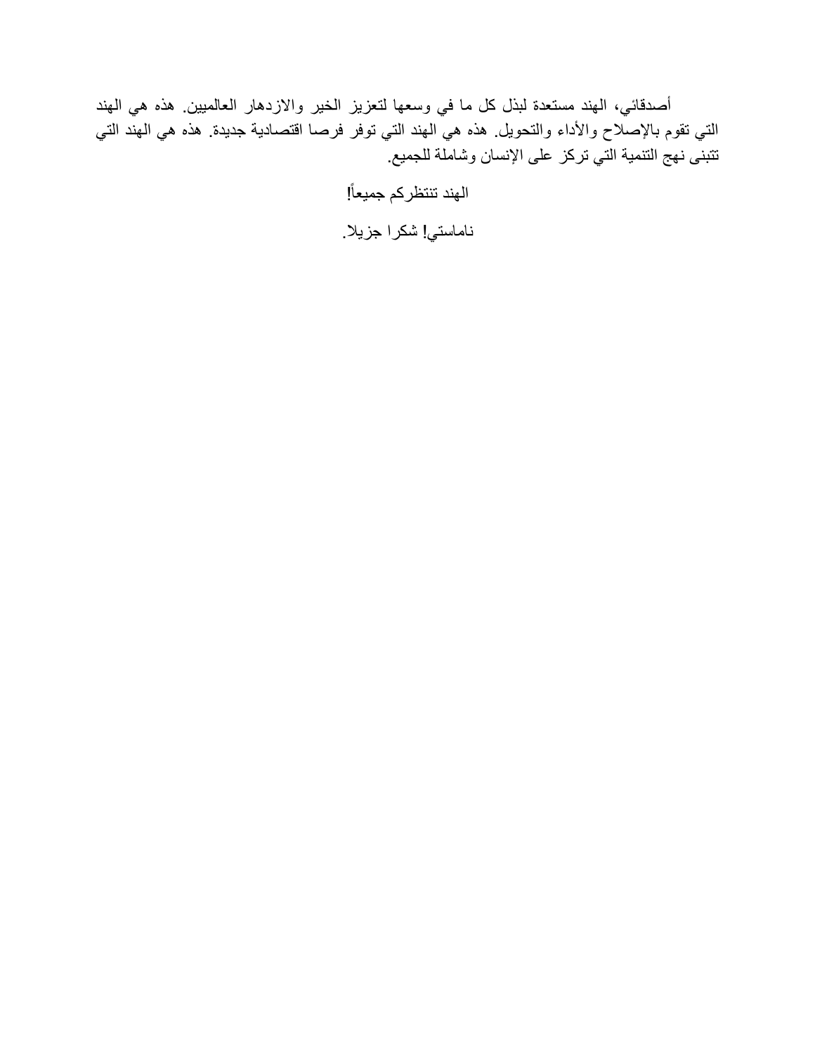أصدقائي، الهند مستعدة لبذل كل ما في وسعها لتعزيز الخير والازدهار العالميين. هذه هي الهند التي تقوم بالإصلاح والأداء والتحويل. هذه هي الهند التي توفر فرصا اقتصادية جديدة. هذه هي الهند التي تتبنى نهج التنمية التي تركز على الإنسان وشاملة للجميع.

الهند تنتظركم جميعاً!

ناماستي! شكرا جزيلا.